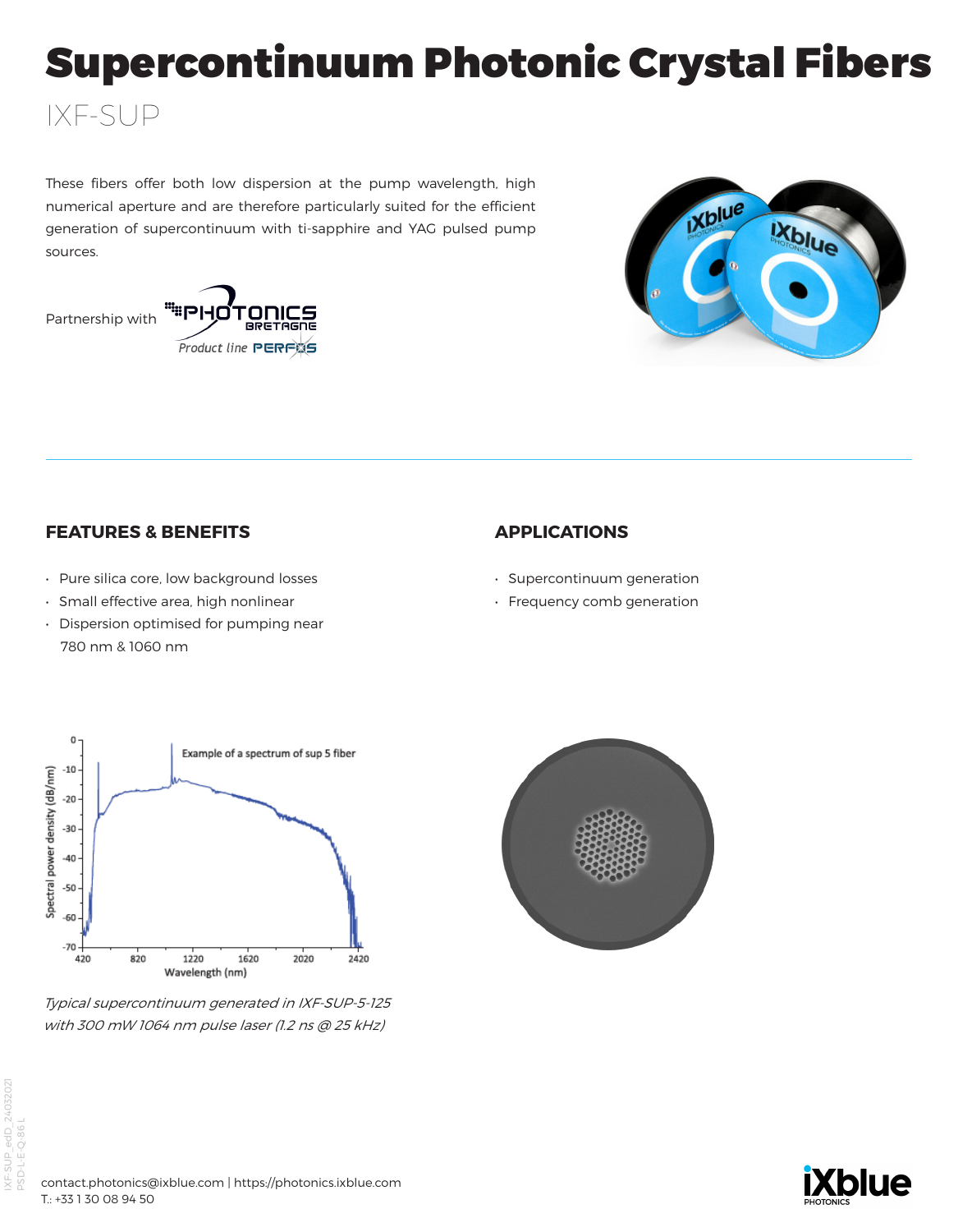# Supercontinuum Photonic Crystal Fibers

## IXF-SUP

These fibers offer both low dispersion at the pump wavelength, high numerical aperture and are therefore particularly suited for the efficient generation of supercontinuum with ti-sapphire and YAG pulsed pump sources.

Partnership with PHOTONICS BRETAGNE Product line PERFOS

### FEATURES & BENEFITS

- Pure silica core, low background losses
- Small effective area, high nonlinear
- Dispersion optimised for pumping near 780 nm & 1060 nm

### APPLICATIONS

- Supercontinuum generation
- Frequency comb generation

*Typical supercontinuum generated in IXF-SUP-5-125 with 300 mW 1064 nm pulse laser (1.2 ns @ 25 kHz)*

contact.photonics@ixblue.com | https://photonics.ixblue.com
T.: +33 1 30 08 94 50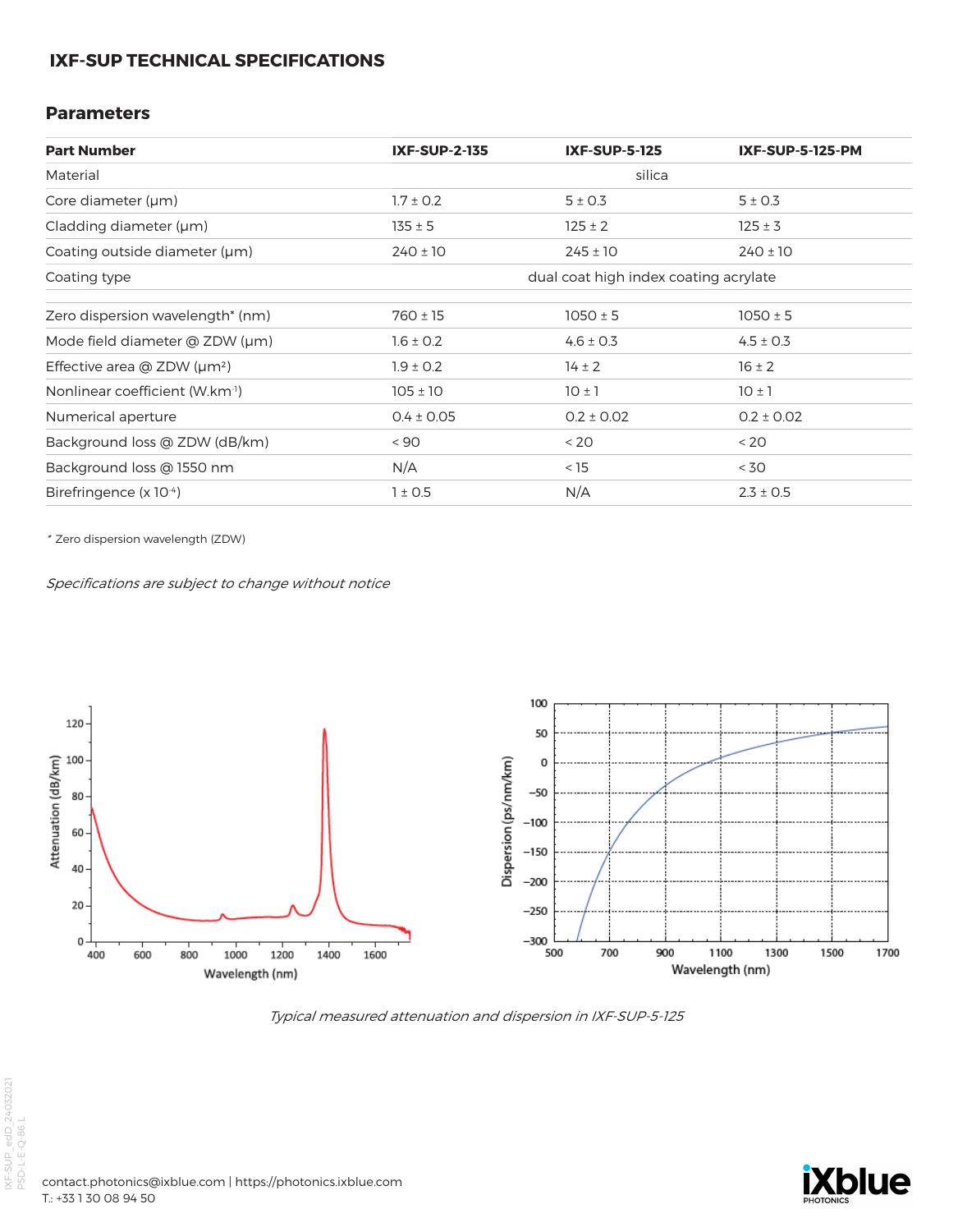## IXF-SUP TECHNICAL SPECIFICATIONS

### Parameters

| Part Number | IXF-SUP-2-135 | IXF-SUP-5-125 | IXF-SUP-5-125-PM |
|---|---|---|---|
| Material | | silica | |
| Core diameter (µm) | 1.7 ± 0.2 | 5 ± 0.3 | 5 ± 0.3 |
| Cladding diameter (µm) | 135 ± 5 | 125 ± 2 | 125 ± 3 |
| Coating outside diameter (µm) | 240 ± 10 | 245 ± 10 | 240 ± 10 |
| Coating type | | dual coat high index coating acrylate | |
| Zero dispersion wavelength* (nm) | 760 ± 15 | 1050 ± 5 | 1050 ± 5 |
| Mode field diameter @ ZDW (µm) | 1.6 ± 0.2 | 4.6 ± 0.3 | 4.5 ± 0.3 |
| Effective area @ ZDW (µm²) | 1.9 ± 0.2 | 14 ± 2 | 16 ± 2 |
| Nonlinear coefficient ($W.km^{-1}$) | 105 ± 10 | 10 ± 1 | 10 ± 1 |
| Numerical aperture | 0.4 ± 0.05 | 0.2 ± 0.02 | 0.2 ± 0.02 |
| Background loss @ ZDW (dB/km) | < 90 | < 20 | < 20 |
| Background loss @ 1550 nm | N/A | < 15 | < 30 |
| Birefringence ($x 10^{-4}$) | 1 ± 0.5 | N/A | 2.3 ± 0.5 |

\* Zero dispersion wavelength (ZDW)

*Specifications are subject to change without notice*

Attenuation (dB/km)
0
20
40
60
80
100
120
400
600
800
1000
1200
1400
1600
Wavelength (nm)

Dispersion (ps/nm/km)
100
50
0
−50
−100
−150
−200
−250
−300
500
700
900
1100
1300
1500
1700
Wavelength (nm)

*Typical measured attenuation and dispersion in IXF-SUP-5-125*

contact.photonics@ixblue.com | https://photonics.ixblue.com
T.: +33 1 30 08 94 50